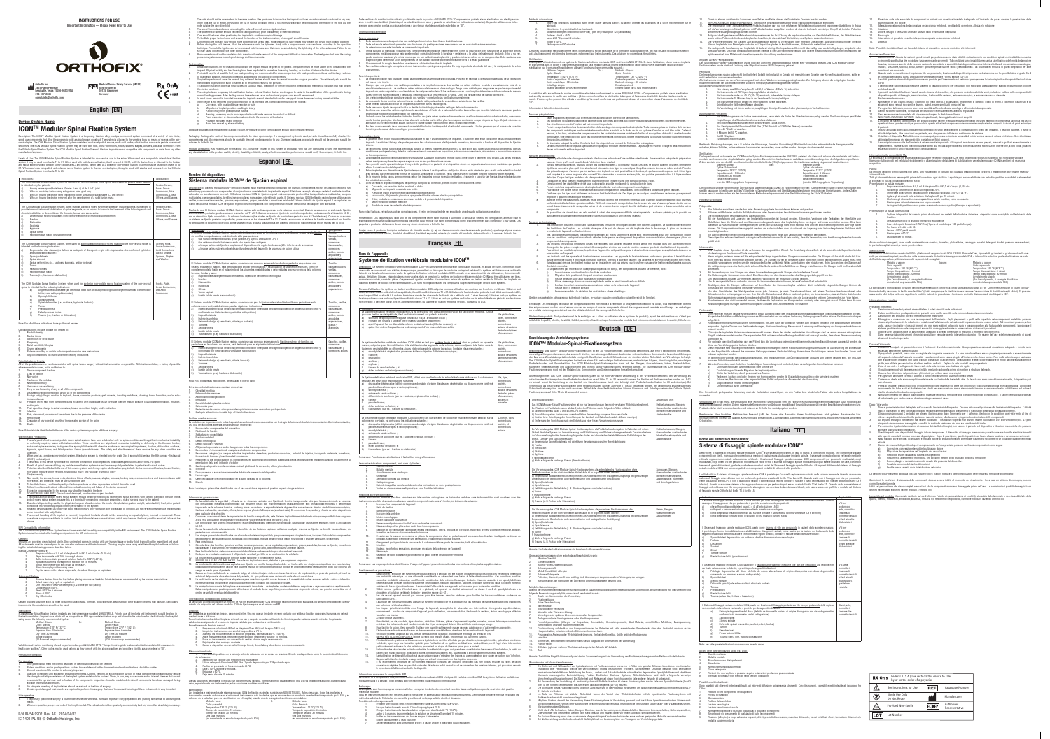**INSTRUCTIONS FOR USE**

**Important Information — Please Read Prior to Use**

**ORTHOFIX**

Orthofix Inc.
3451 Plano Parkway
Lewisville, Texas 75056-9453 USA
214-937-2000
complaints@orthofix.com

Medical Device Safety Service (MDSS)
Schiffgraben 41
30175 Hannover
Germany

Rx Only

## English EN

**Device System Name:**

# ICON™ Modular Spinal Fixation System

## Español ES

**Nombre del dispositivo:**

# Sistema modular ICON™ de fijación espinal

## Français FR

**Nom de l'appareil :**

# Système de fixation vertébrale modulaire ICON™

## Deutsch DE

**Bezeichnung des Vorrichtungssystems:**

# ICON™ Modulares Spinal-Fixationssystem

## Italiano IT

**Nome del sistema di dispositivo:**

# Sistema di fissaggio spinale modulare ICON™

| Symbol | Meaning |
|---|---|
| Rx Only | Federal (USA) law restricts this device to sale by or on the order of a physician |
| | See Instructions for Use |
| REF | Catalogue Number |
| | Single Use Do Not Reuse |
| | Manufacturer |
| | Provided Non-Sterile |
| | Authorized Representative |
| LOT | Lot Number |

P/N 05-54-0002 Rev. AC 2014-04-03

(C-1401-PL-US © Orthofix Holdings, Inc.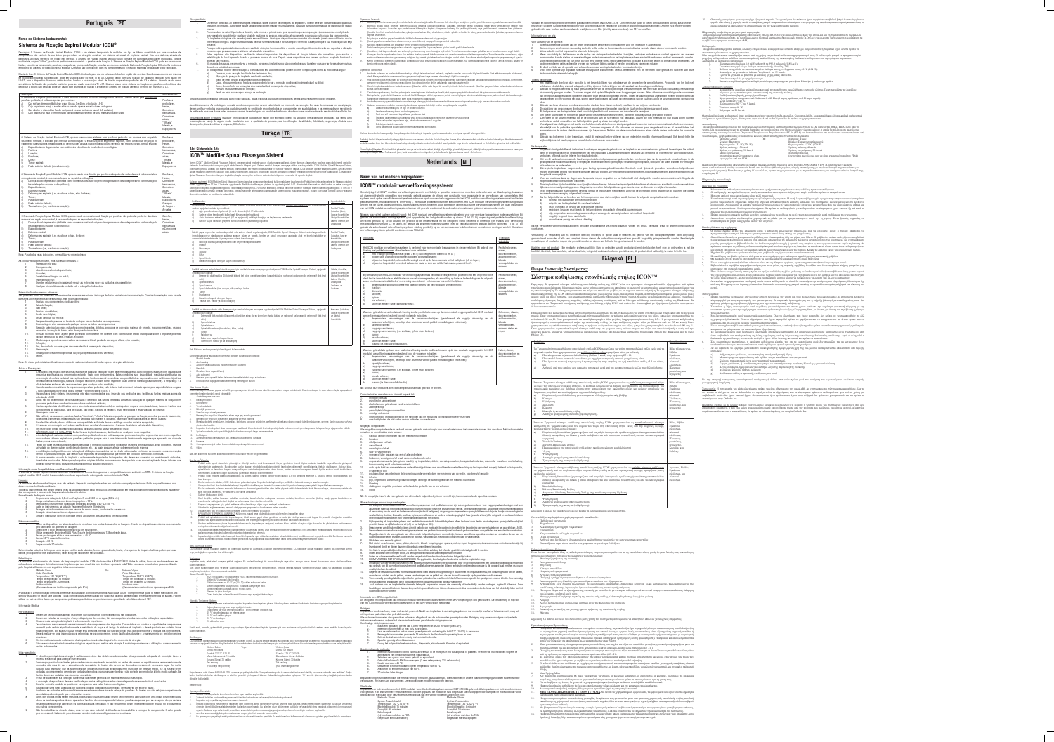# Português PT

## Nome do Sistema Instrumental:

## Sistema de Fixação Espinal Modular ICON®

# Türkçe TR

## Alet Sistemin Adı:

## ICON™ Modüler Spinal Fiksasyon Sistemi

# Nederlands NL

## Naam van het medisch hulpsysteem:

## ICON™ modulair wervelfixeringssysteem

# Ελληνικά EL

## Όνομα Συστήματος Εργαλείων:

## Σύστημα σπονδυλικής σταθεροποίησης ICON™